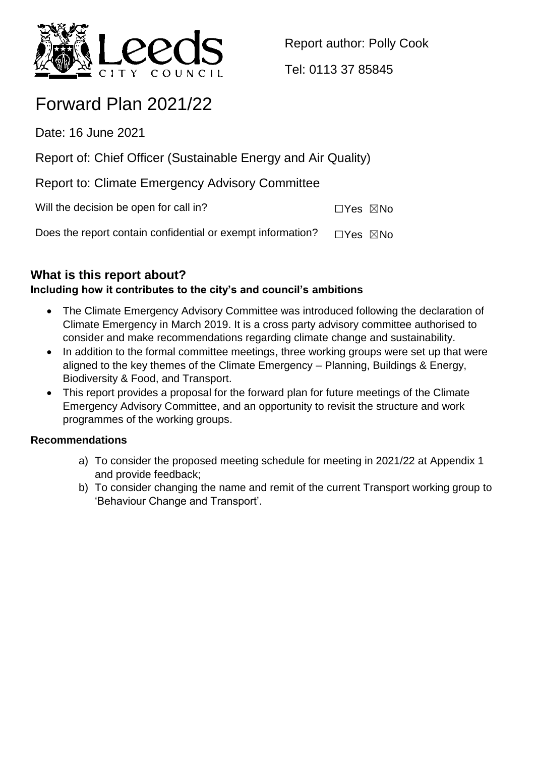Report author: Polly Cook

Tel: 0113 37 85845

# Forward Plan 2021/22

Date: 16 June 2021

Report of: Chief Officer (Sustainable Energy and Air Quality)

Report to: Climate Emergency Advisory Committee

Will the decision be open for call in? ☐Yes ☒No

Does the report contain confidential or exempt information? ☐Yes ☒No

## What is this report about?

**Including how it contributes to the city's and council's ambitions**

- The Climate Emergency Advisory Committee was introduced following the declaration of Climate Emergency in March 2019. It is a cross party advisory committee authorised to consider and make recommendations regarding climate change and sustainability.
- In addition to the formal committee meetings, three working groups were set up that were aligned to the key themes of the Climate Emergency – Planning, Buildings & Energy, Biodiversity & Food, and Transport.
- This report provides a proposal for the forward plan for future meetings of the Climate Emergency Advisory Committee, and an opportunity to revisit the structure and work programmes of the working groups.

### Recommendations

a) To consider the proposed meeting schedule for meeting in 2021/22 at Appendix 1 and provide feedback;

b) To consider changing the name and remit of the current Transport working group to 'Behaviour Change and Transport'.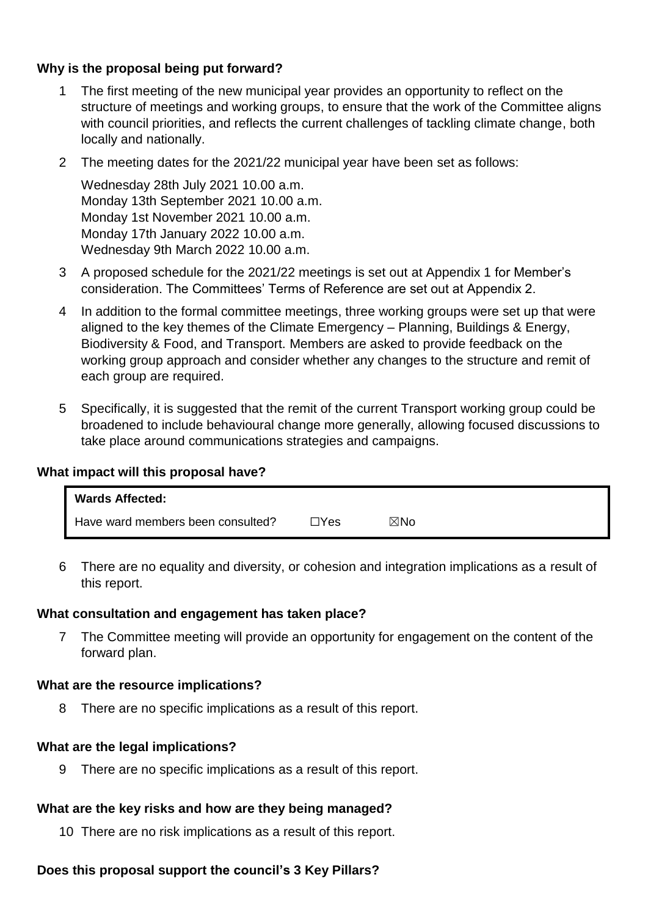**Why is the proposal being put forward?**

1 The first meeting of the new municipal year provides an opportunity to reflect on the structure of meetings and working groups, to ensure that the work of the Committee aligns with council priorities, and reflects the current challenges of tackling climate change, both locally and nationally.

2 The meeting dates for the 2021/22 municipal year have been set as follows:

   Wednesday 28th July 2021 10.00 a.m.
   Monday 13th September 2021 10.00 a.m.
   Monday 1st November 2021 10.00 a.m.
   Monday 17th January 2022 10.00 a.m.
   Wednesday 9th March 2022 10.00 a.m.

3 A proposed schedule for the 2021/22 meetings is set out at Appendix 1 for Member's consideration. The Committees' Terms of Reference are set out at Appendix 2.

4 In addition to the formal committee meetings, three working groups were set up that were aligned to the key themes of the Climate Emergency – Planning, Buildings & Energy, Biodiversity & Food, and Transport. Members are asked to provide feedback on the working group approach and consider whether any changes to the structure and remit of each group are required.

5 Specifically, it is suggested that the remit of the current Transport working group could be broadened to include behavioural change more generally, allowing focused discussions to take place around communications strategies and campaigns.

**What impact will this proposal have?**

| **Wards Affected:** | | |
|---|---|---|
| Have ward members been consulted? | ☐Yes | ☒No |

6 There are no equality and diversity, or cohesion and integration implications as a result of this report.

**What consultation and engagement has taken place?**

7 The Committee meeting will provide an opportunity for engagement on the content of the forward plan.

**What are the resource implications?**

8 There are no specific implications as a result of this report.

**What are the legal implications?**

9 There are no specific implications as a result of this report.

**What are the key risks and how are they being managed?**

10 There are no risk implications as a result of this report.

**Does this proposal support the council's 3 Key Pillars?**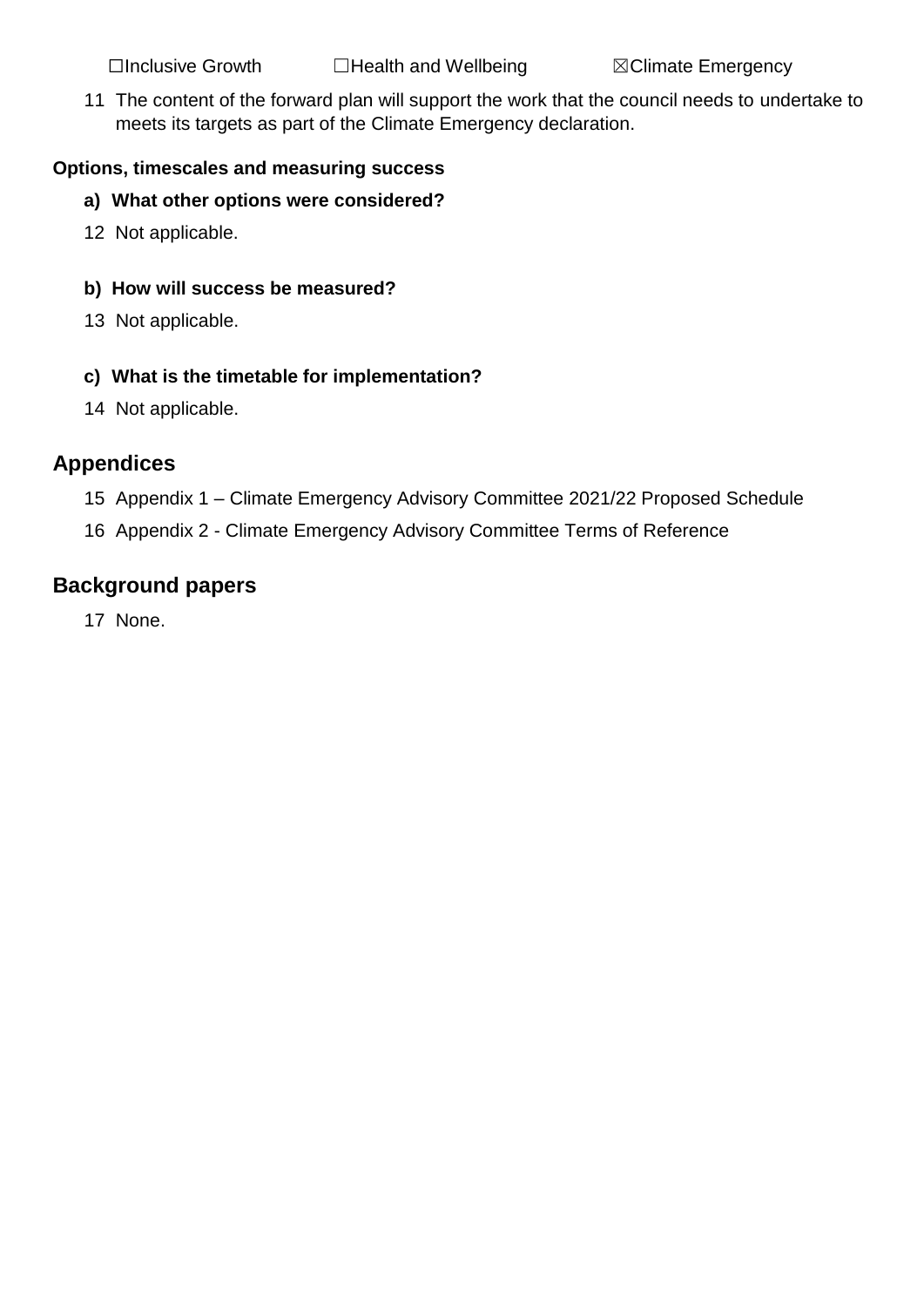☐Inclusive Growth ☐Health and Wellbeing ☒Climate Emergency

11 The content of the forward plan will support the work that the council needs to undertake to meets its targets as part of the Climate Emergency declaration.

**Options, timescales and measuring success**

**a) What other options were considered?**

12 Not applicable.

**b) How will success be measured?**

13 Not applicable.

**c) What is the timetable for implementation?**

14 Not applicable.

## Appendices

15 Appendix 1 – Climate Emergency Advisory Committee 2021/22 Proposed Schedule

16 Appendix 2 - Climate Emergency Advisory Committee Terms of Reference

## Background papers

17 None.